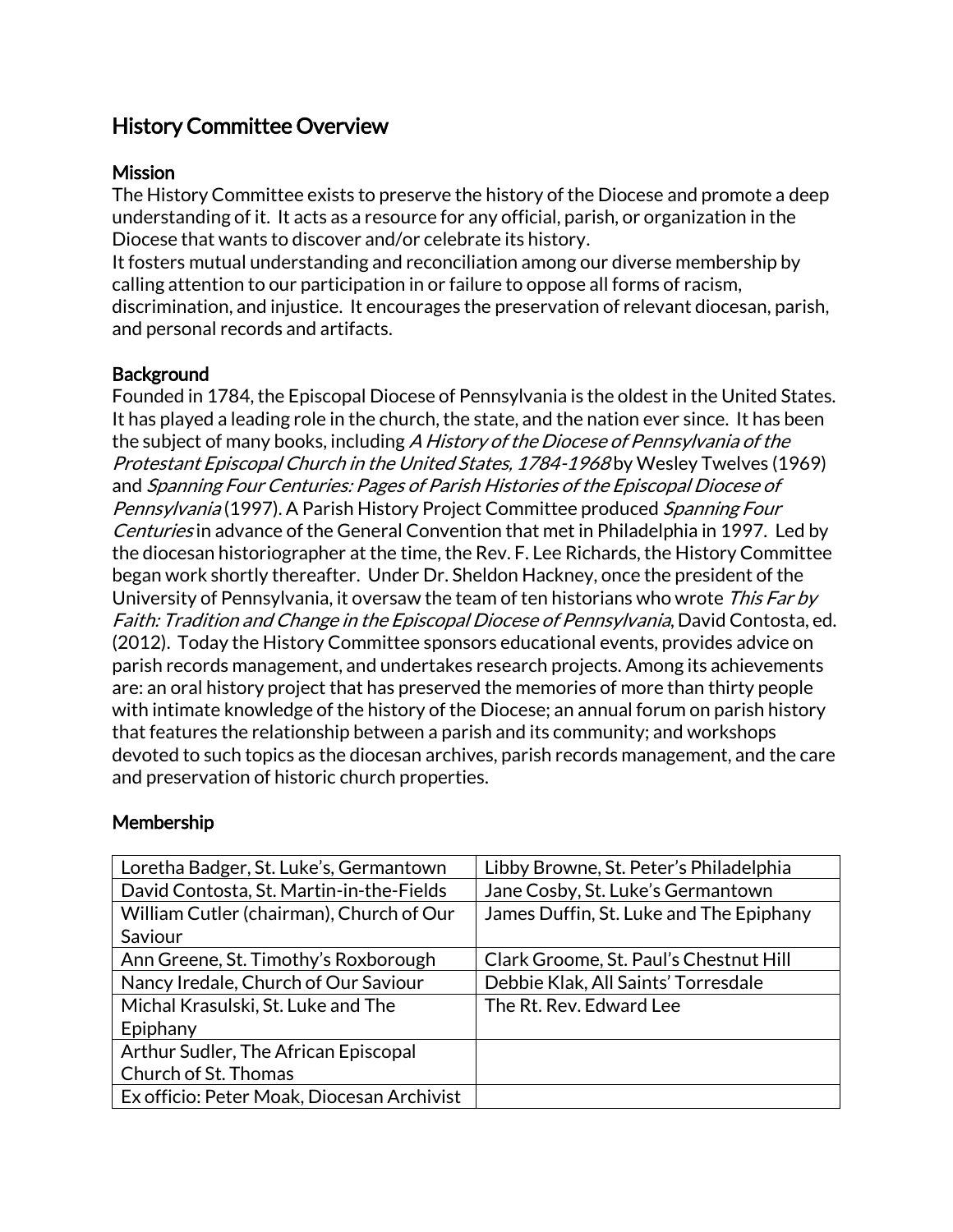# History Committee Overview

## Mission

The History Committee exists to preserve the history of the Diocese and promote a deep understanding of it. It acts as a resource for any official, parish, or organization in the Diocese that wants to discover and/or celebrate its history.

It fosters mutual understanding and reconciliation among our diverse membership by calling attention to our participation in or failure to oppose all forms of racism, discrimination, and injustice. It encourages the preservation of relevant diocesan, parish, and personal records and artifacts.

## Background

Founded in 1784, the Episcopal Diocese of Pennsylvania is the oldest in the United States. It has played a leading role in the church, the state, and the nation ever since. It has been the subject of many books, including *A History of the Diocese of Pennsylvania of the Protestant Episcopal Church in the United States, 1784-1968* by Wesley Twelves (1969) and *Spanning Four Centuries: Pages of Parish Histories of the Episcopal Diocese of Pennsylvania* (1997). A Parish History Project Committee produced *Spanning Four Centuries* in advance of the General Convention that met in Philadelphia in 1997. Led by the diocesan historiographer at the time, the Rev. F. Lee Richards, the History Committee began work shortly thereafter. Under Dr. Sheldon Hackney, once the president of the University of Pennsylvania, it oversaw the team of ten historians who wrote *This Far by Faith: Tradition and Change in the Episcopal Diocese of Pennsylvania*, David Contosta, ed. (2012). Today the History Committee sponsors educational events, provides advice on parish records management, and undertakes research projects. Among its achievements are: an oral history project that has preserved the memories of more than thirty people with intimate knowledge of the history of the Diocese; an annual forum on parish history that features the relationship between a parish and its community; and workshops devoted to such topics as the diocesan archives, parish records management, and the care and preservation of historic church properties.

## Membership

| | |
|---|---|
| Loretha Badger, St. Luke's, Germantown | Libby Browne, St. Peter's Philadelphia |
| David Contosta, St. Martin-in-the-Fields | Jane Cosby, St. Luke's Germantown |
| William Cutler (chairman), Church of Our Saviour | James Duffin, St. Luke and The Epiphany |
| Ann Greene, St. Timothy's Roxborough | Clark Groome, St. Paul's Chestnut Hill |
| Nancy Iredale, Church of Our Saviour | Debbie Klak, All Saints' Torresdale |
| Michal Krasulski, St. Luke and The Epiphany | The Rt. Rev. Edward Lee |
| Arthur Sudler, The African Episcopal Church of St. Thomas | |
| Ex officio: Peter Moak, Diocesan Archivist | |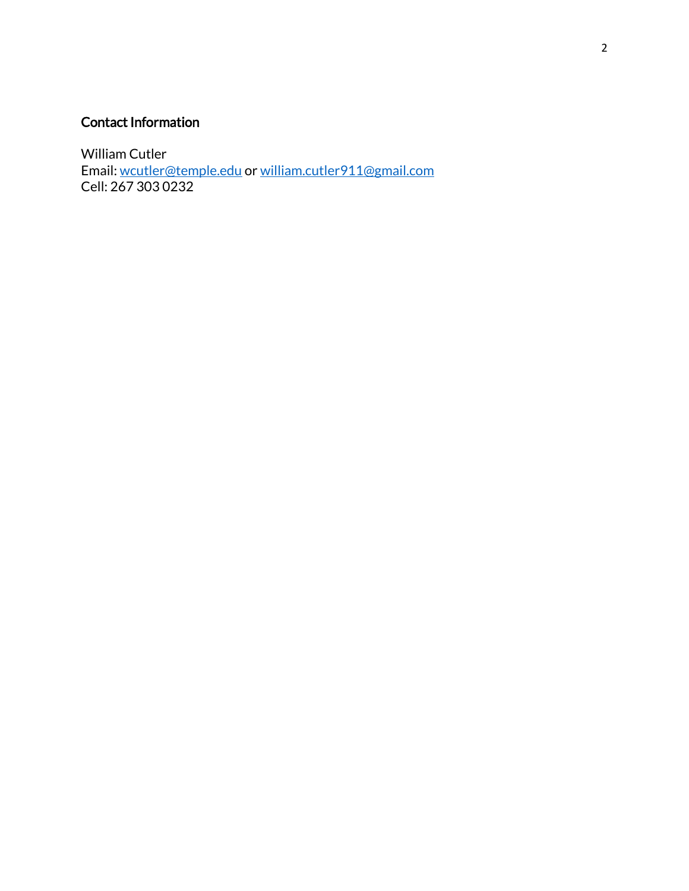## Contact Information

William Cutler
Email: wcutler@temple.edu or william.cutler911@gmail.com
Cell: 267 303 0232